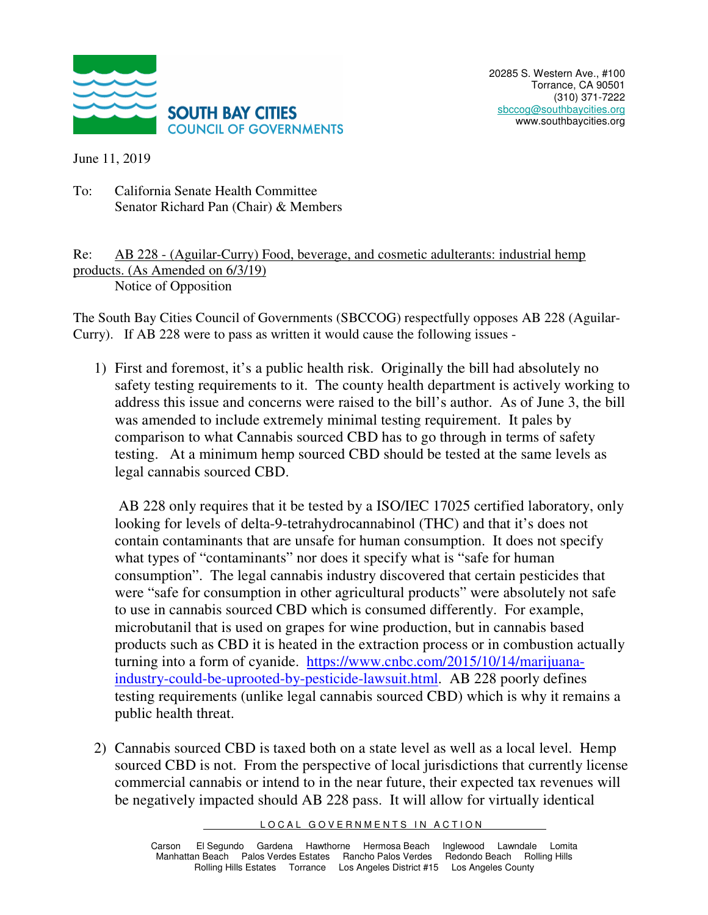**SOUTH BAY CITIES**
**COUNCIL OF GOVERNMENTS**

20285 S. Western Ave., #100
Torrance, CA 90501
(310) 371-7222
sbccog@southbaycities.org
www.southbaycities.org

June 11, 2019

To: California Senate Health Committee
Senator Richard Pan (Chair) & Members

Re: AB 228 - (Aguilar-Curry) Food, beverage, and cosmetic adulterants: industrial hemp products. (As Amended on 6/3/19)
Notice of Opposition

The South Bay Cities Council of Governments (SBCCOG) respectfully opposes AB 228 (Aguilar-Curry). If AB 228 were to pass as written it would cause the following issues -

1) First and foremost, it's a public health risk. Originally the bill had absolutely no safety testing requirements to it. The county health department is actively working to address this issue and concerns were raised to the bill's author. As of June 3, the bill was amended to include extremely minimal testing requirement. It pales by comparison to what Cannabis sourced CBD has to go through in terms of safety testing. At a minimum hemp sourced CBD should be tested at the same levels as legal cannabis sourced CBD.

   AB 228 only requires that it be tested by a ISO/IEC 17025 certified laboratory, only looking for levels of delta-9-tetrahydrocannabinol (THC) and that it's does not contain contaminants that are unsafe for human consumption. It does not specify what types of "contaminants" nor does it specify what is "safe for human consumption". The legal cannabis industry discovered that certain pesticides that were "safe for consumption in other agricultural products" were absolutely not safe to use in cannabis sourced CBD which is consumed differently. For example, microbutanil that is used on grapes for wine production, but in cannabis based products such as CBD it is heated in the extraction process or in combustion actually turning into a form of cyanide. https://www.cnbc.com/2015/10/14/marijuana-industry-could-be-uprooted-by-pesticide-lawsuit.html. AB 228 poorly defines testing requirements (unlike legal cannabis sourced CBD) which is why it remains a public health threat.

2) Cannabis sourced CBD is taxed both on a state level as well as a local level. Hemp sourced CBD is not. From the perspective of local jurisdictions that currently license commercial cannabis or intend to in the near future, their expected tax revenues will be negatively impacted should AB 228 pass. It will allow for virtually identical

LOCAL GOVERNMENTS IN ACTION

Carson El Segundo Gardena Hawthorne Hermosa Beach Inglewood Lawndale Lomita
Manhattan Beach Palos Verdes Estates Rancho Palos Verdes Redondo Beach Rolling Hills
Rolling Hills Estates Torrance Los Angeles District #15 Los Angeles County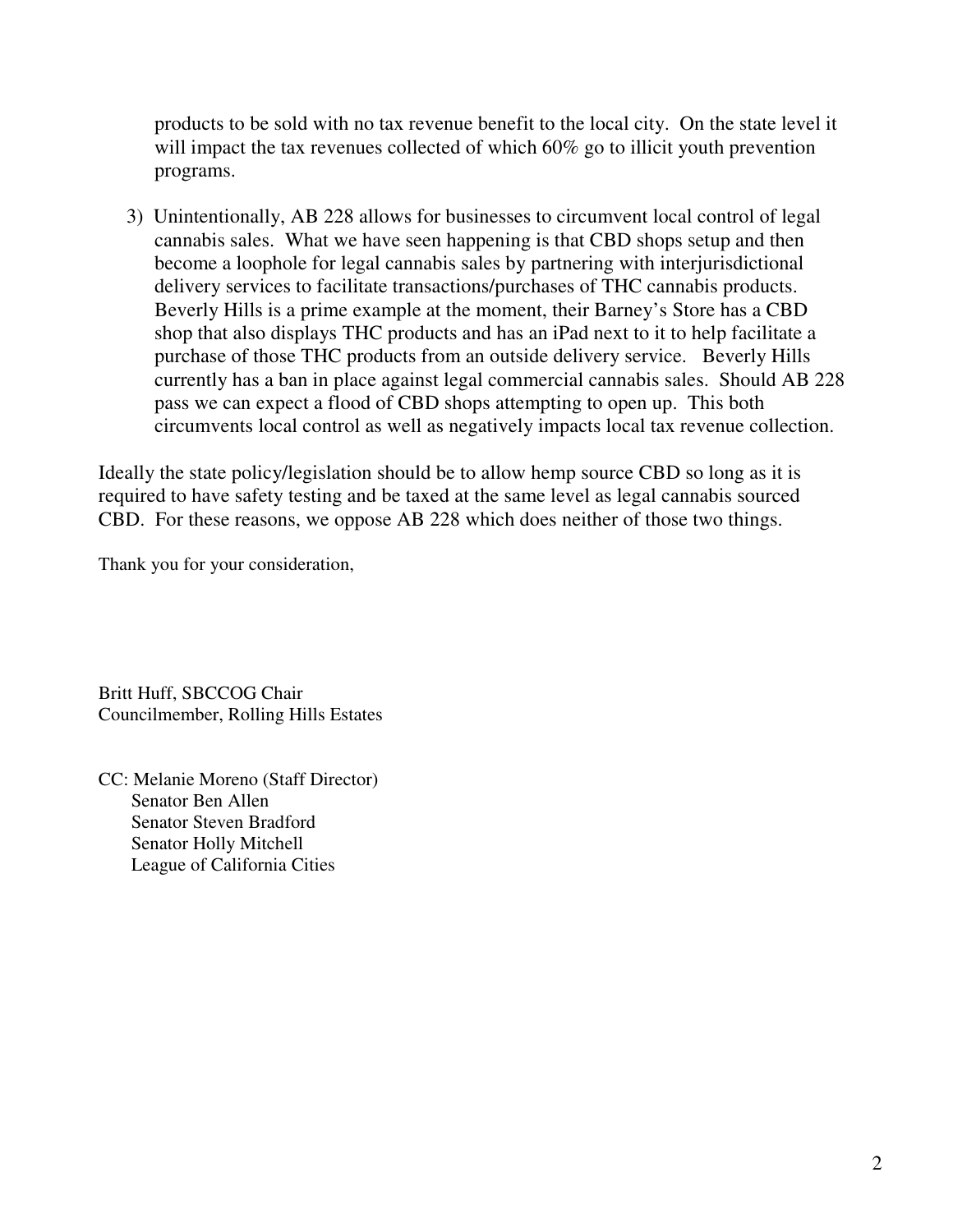products to be sold with no tax revenue benefit to the local city. On the state level it will impact the tax revenues collected of which 60% go to illicit youth prevention programs.

3) Unintentionally, AB 228 allows for businesses to circumvent local control of legal cannabis sales. What we have seen happening is that CBD shops setup and then become a loophole for legal cannabis sales by partnering with interjurisdictional delivery services to facilitate transactions/purchases of THC cannabis products. Beverly Hills is a prime example at the moment, their Barney's Store has a CBD shop that also displays THC products and has an iPad next to it to help facilitate a purchase of those THC products from an outside delivery service. Beverly Hills currently has a ban in place against legal commercial cannabis sales. Should AB 228 pass we can expect a flood of CBD shops attempting to open up. This both circumvents local control as well as negatively impacts local tax revenue collection.

Ideally the state policy/legislation should be to allow hemp source CBD so long as it is required to have safety testing and be taxed at the same level as legal cannabis sourced CBD. For these reasons, we oppose AB 228 which does neither of those two things.

Thank you for your consideration,

Britt Huff, SBCCOG Chair
Councilmember, Rolling Hills Estates

CC: Melanie Moreno (Staff Director)
Senator Ben Allen
Senator Steven Bradford
Senator Holly Mitchell
League of California Cities